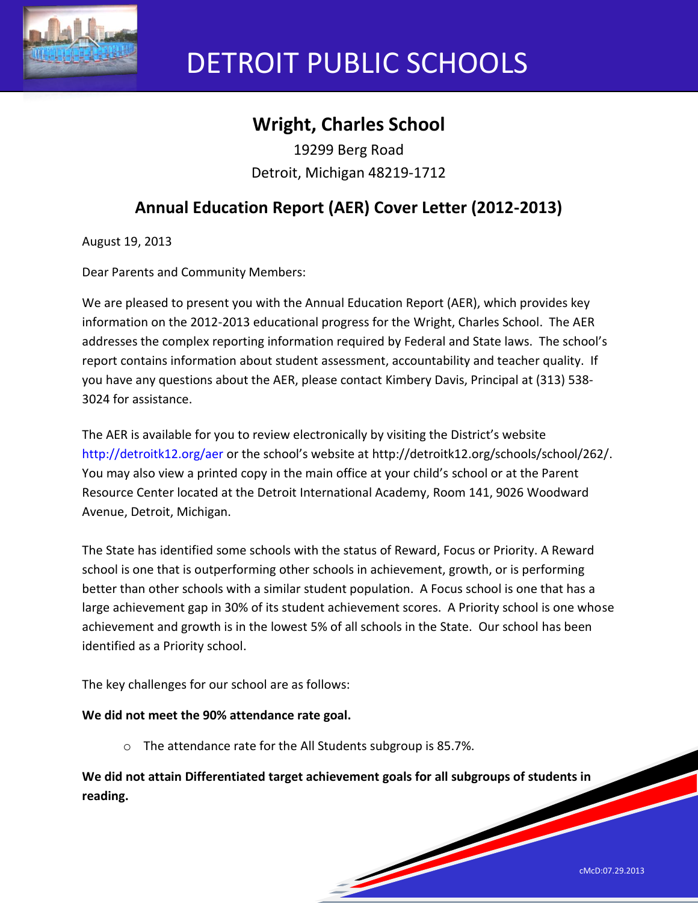# DETROIT PUBLIC SCHOOLS

## Wright, Charles School

19299 Berg Road
Detroit, Michigan 48219-1712

## Annual Education Report (AER) Cover Letter (2012-2013)

August 19, 2013

Dear Parents and Community Members:

We are pleased to present you with the Annual Education Report (AER), which provides key information on the 2012-2013 educational progress for the Wright, Charles School. The AER addresses the complex reporting information required by Federal and State laws. The school's report contains information about student assessment, accountability and teacher quality. If you have any questions about the AER, please contact Kimbery Davis, Principal at (313) 538-3024 for assistance.

The AER is available for you to review electronically by visiting the District's website http://detroitk12.org/aer or the school's website at http://detroitk12.org/schools/school/262/. You may also view a printed copy in the main office at your child's school or at the Parent Resource Center located at the Detroit International Academy, Room 141, 9026 Woodward Avenue, Detroit, Michigan.

The State has identified some schools with the status of Reward, Focus or Priority. A Reward school is one that is outperforming other schools in achievement, growth, or is performing better than other schools with a similar student population. A Focus school is one that has a large achievement gap in 30% of its student achievement scores. A Priority school is one whose achievement and growth is in the lowest 5% of all schools in the State. Our school has been identified as a Priority school.

The key challenges for our school are as follows:

**We did not meet the 90% attendance rate goal.**

- The attendance rate for the All Students subgroup is 85.7%.

**We did not attain Differentiated target achievement goals for all subgroups of students in reading.**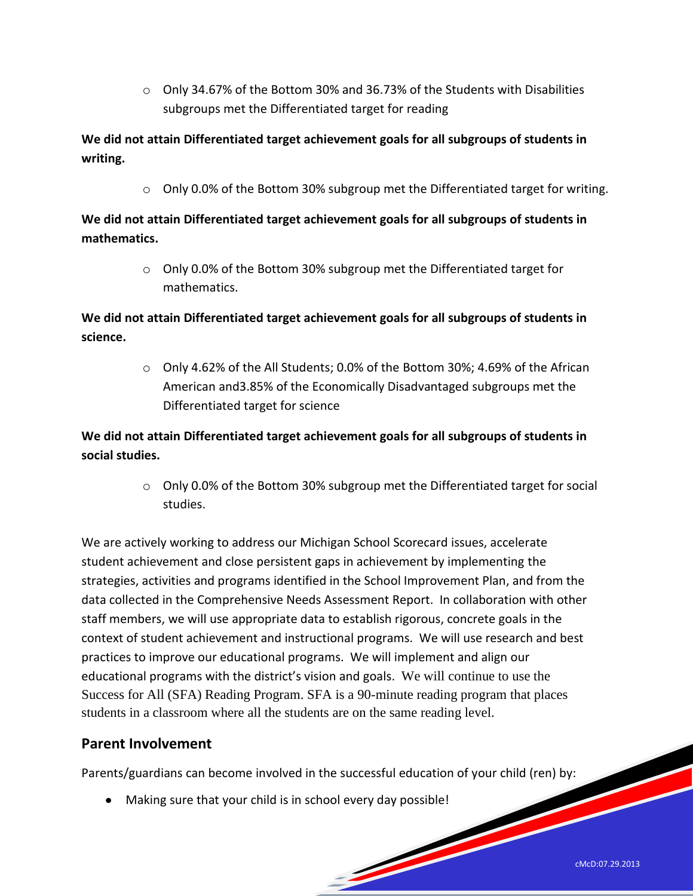- Only 34.67% of the Bottom 30% and 36.73% of the Students with Disabilities subgroups met the Differentiated target for reading

**We did not attain Differentiated target achievement goals for all subgroups of students in writing.**

- Only 0.0% of the Bottom 30% subgroup met the Differentiated target for writing.

**We did not attain Differentiated target achievement goals for all subgroups of students in mathematics.**

- Only 0.0% of the Bottom 30% subgroup met the Differentiated target for mathematics.

**We did not attain Differentiated target achievement goals for all subgroups of students in science.**

- Only 4.62% of the All Students; 0.0% of the Bottom 30%; 4.69% of the African American and3.85% of the Economically Disadvantaged subgroups met the Differentiated target for science

**We did not attain Differentiated target achievement goals for all subgroups of students in social studies.**

- Only 0.0% of the Bottom 30% subgroup met the Differentiated target for social studies.

We are actively working to address our Michigan School Scorecard issues, accelerate student achievement and close persistent gaps in achievement by implementing the strategies, activities and programs identified in the School Improvement Plan, and from the data collected in the Comprehensive Needs Assessment Report. In collaboration with other staff members, we will use appropriate data to establish rigorous, concrete goals in the context of student achievement and instructional programs. We will use research and best practices to improve our educational programs. We will implement and align our educational programs with the district's vision and goals. We will continue to use the Success for All (SFA) Reading Program. SFA is a 90-minute reading program that places students in a classroom where all the students are on the same reading level.

## Parent Involvement

Parents/guardians can become involved in the successful education of your child (ren) by:

- Making sure that your child is in school every day possible!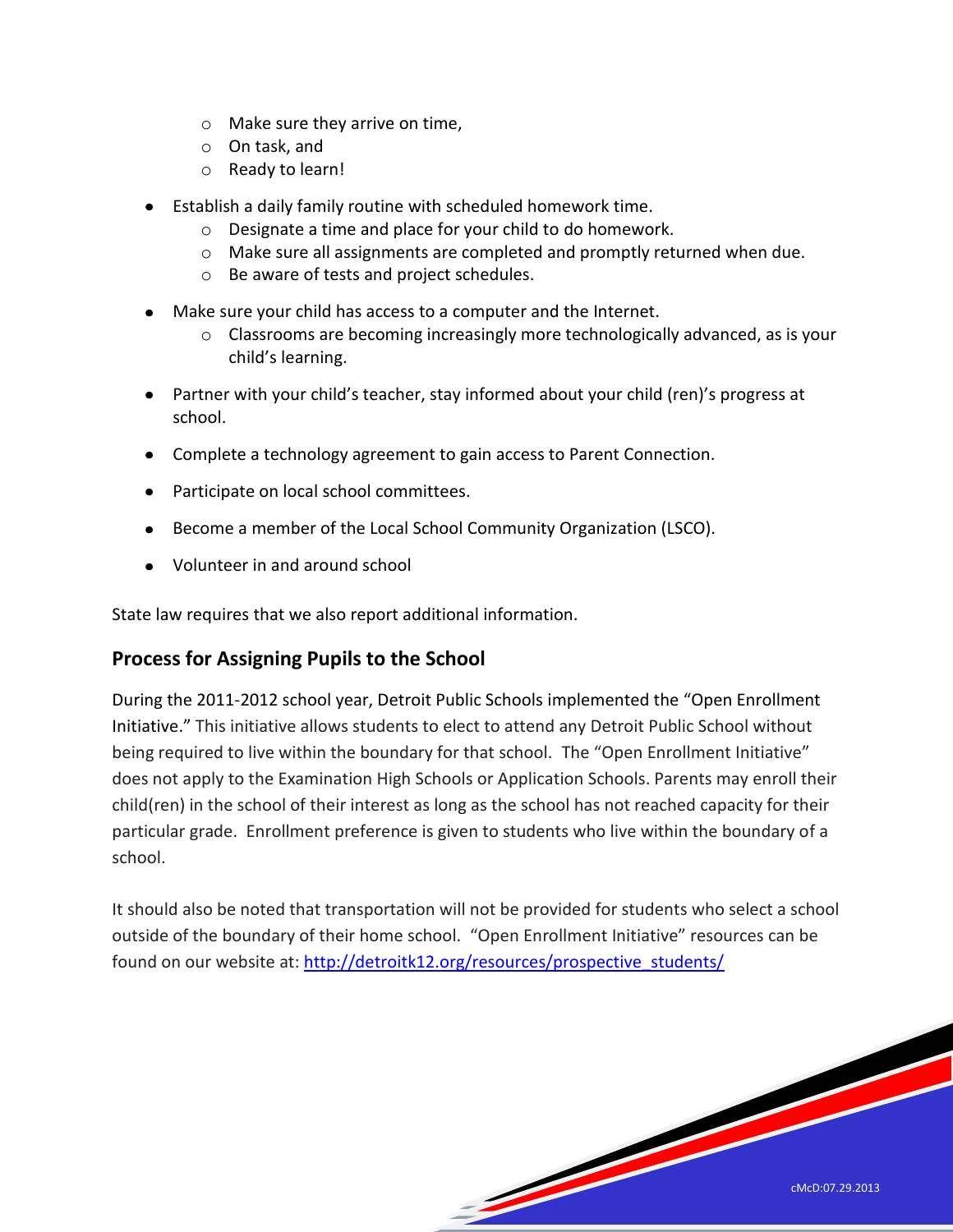- Make sure they arrive on time,
  - On task, and
  - Ready to learn!

- Establish a daily family routine with scheduled homework time.
  - Designate a time and place for your child to do homework.
  - Make sure all assignments are completed and promptly returned when due.
  - Be aware of tests and project schedules.

- Make sure your child has access to a computer and the Internet.
  - Classrooms are becoming increasingly more technologically advanced, as is your child's learning.

- Partner with your child's teacher, stay informed about your child (ren)'s progress at school.

- Complete a technology agreement to gain access to Parent Connection.

- Participate on local school committees.

- Become a member of the Local School Community Organization (LSCO).

- Volunteer in and around school

State law requires that we also report additional information.

## Process for Assigning Pupils to the School

During the 2011-2012 school year, Detroit Public Schools implemented the "Open Enrollment Initiative." This initiative allows students to elect to attend any Detroit Public School without being required to live within the boundary for that school. The "Open Enrollment Initiative" does not apply to the Examination High Schools or Application Schools. Parents may enroll their child(ren) in the school of their interest as long as the school has not reached capacity for their particular grade. Enrollment preference is given to students who live within the boundary of a school.

It should also be noted that transportation will not be provided for students who select a school outside of the boundary of their home school. "Open Enrollment Initiative" resources can be found on our website at: [http://detroitk12.org/resources/prospective_students/](http://detroitk12.org/resources/prospective_students/)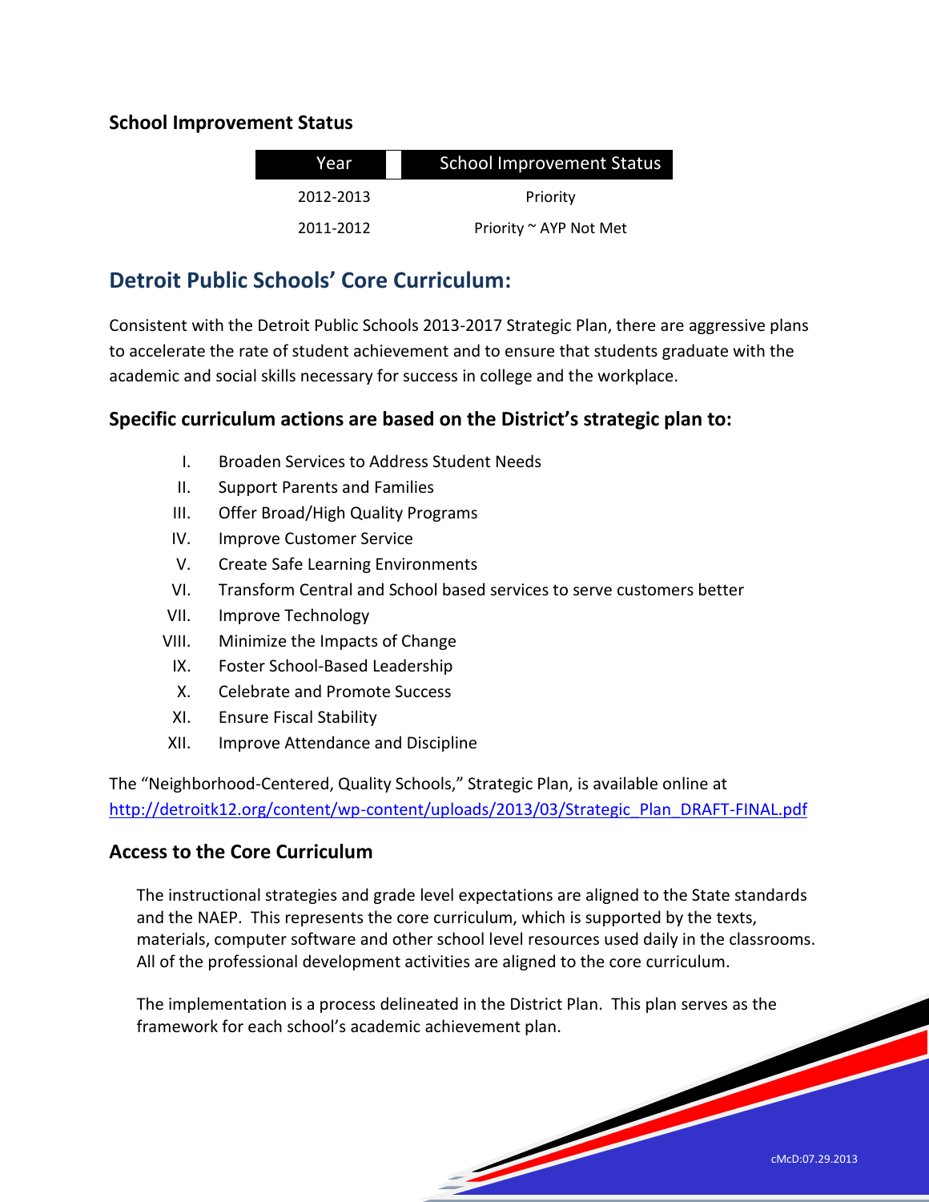### School Improvement Status

| Year | School Improvement Status |
|---|---|
| 2012-2013 | Priority |
| 2011-2012 | Priority ~ AYP Not Met |

## Detroit Public Schools' Core Curriculum:

Consistent with the Detroit Public Schools 2013-2017 Strategic Plan, there are aggressive plans to accelerate the rate of student achievement and to ensure that students graduate with the academic and social skills necessary for success in college and the workplace.

### Specific curriculum actions are based on the District's strategic plan to:

I. Broaden Services to Address Student Needs
II. Support Parents and Families
III. Offer Broad/High Quality Programs
IV. Improve Customer Service
V. Create Safe Learning Environments
VI. Transform Central and School based services to serve customers better
VII. Improve Technology
VIII. Minimize the Impacts of Change
IX. Foster School-Based Leadership
X. Celebrate and Promote Success
XI. Ensure Fiscal Stability
XII. Improve Attendance and Discipline

The "Neighborhood-Centered, Quality Schools," Strategic Plan, is available online at http://detroitk12.org/content/wp-content/uploads/2013/03/Strategic_Plan_DRAFT-FINAL.pdf

### Access to the Core Curriculum

The instructional strategies and grade level expectations are aligned to the State standards and the NAEP. This represents the core curriculum, which is supported by the texts, materials, computer software and other school level resources used daily in the classrooms. All of the professional development activities are aligned to the core curriculum.

The implementation is a process delineated in the District Plan. This plan serves as the framework for each school's academic achievement plan.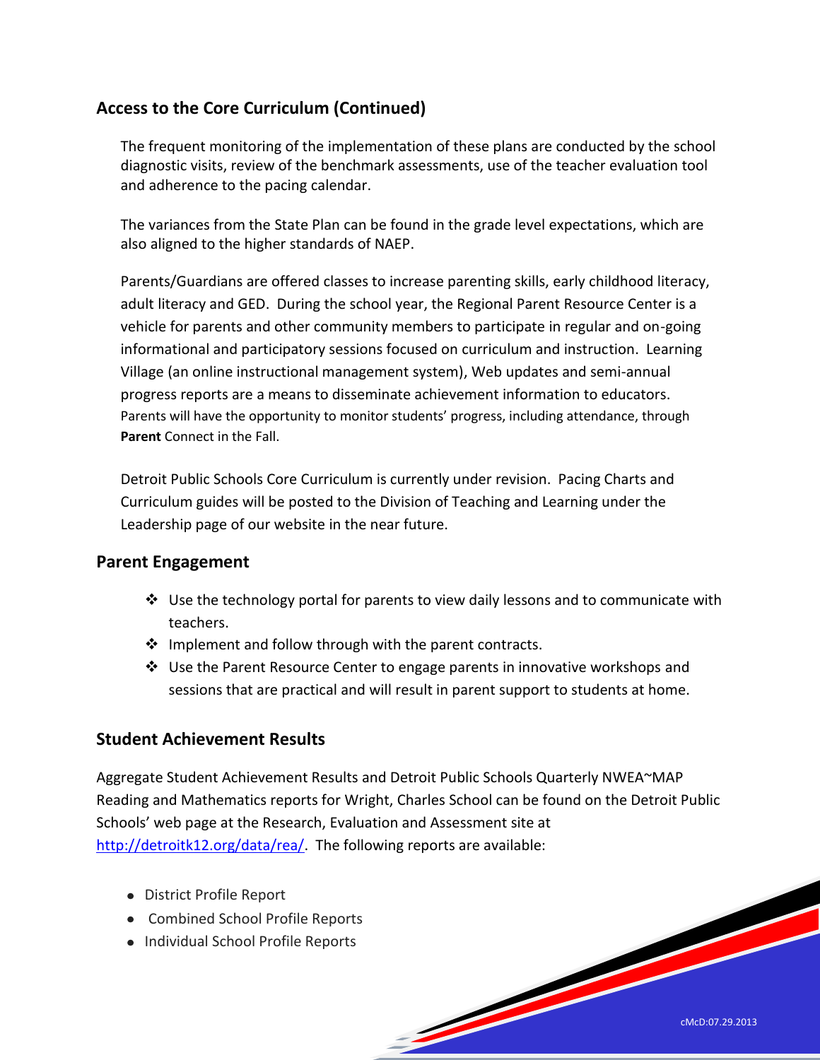## Access to the Core Curriculum (Continued)

The frequent monitoring of the implementation of these plans are conducted by the school diagnostic visits, review of the benchmark assessments, use of the teacher evaluation tool and adherence to the pacing calendar.

The variances from the State Plan can be found in the grade level expectations, which are also aligned to the higher standards of NAEP.

Parents/Guardians are offered classes to increase parenting skills, early childhood literacy, adult literacy and GED. During the school year, the Regional Parent Resource Center is a vehicle for parents and other community members to participate in regular and on-going informational and participatory sessions focused on curriculum and instruction. Learning Village (an online instructional management system), Web updates and semi-annual progress reports are a means to disseminate achievement information to educators. Parents will have the opportunity to monitor students' progress, including attendance, through **Parent** Connect in the Fall.

Detroit Public Schools Core Curriculum is currently under revision. Pacing Charts and Curriculum guides will be posted to the Division of Teaching and Learning under the Leadership page of our website in the near future.

## Parent Engagement

- Use the technology portal for parents to view daily lessons and to communicate with teachers.
- Implement and follow through with the parent contracts.
- Use the Parent Resource Center to engage parents in innovative workshops and sessions that are practical and will result in parent support to students at home.

## Student Achievement Results

Aggregate Student Achievement Results and Detroit Public Schools Quarterly NWEA~MAP Reading and Mathematics reports for Wright, Charles School can be found on the Detroit Public Schools' web page at the Research, Evaluation and Assessment site at http://detroitk12.org/data/rea/. The following reports are available:

- District Profile Report
- Combined School Profile Reports
- Individual School Profile Reports

cMcD:07.29.2013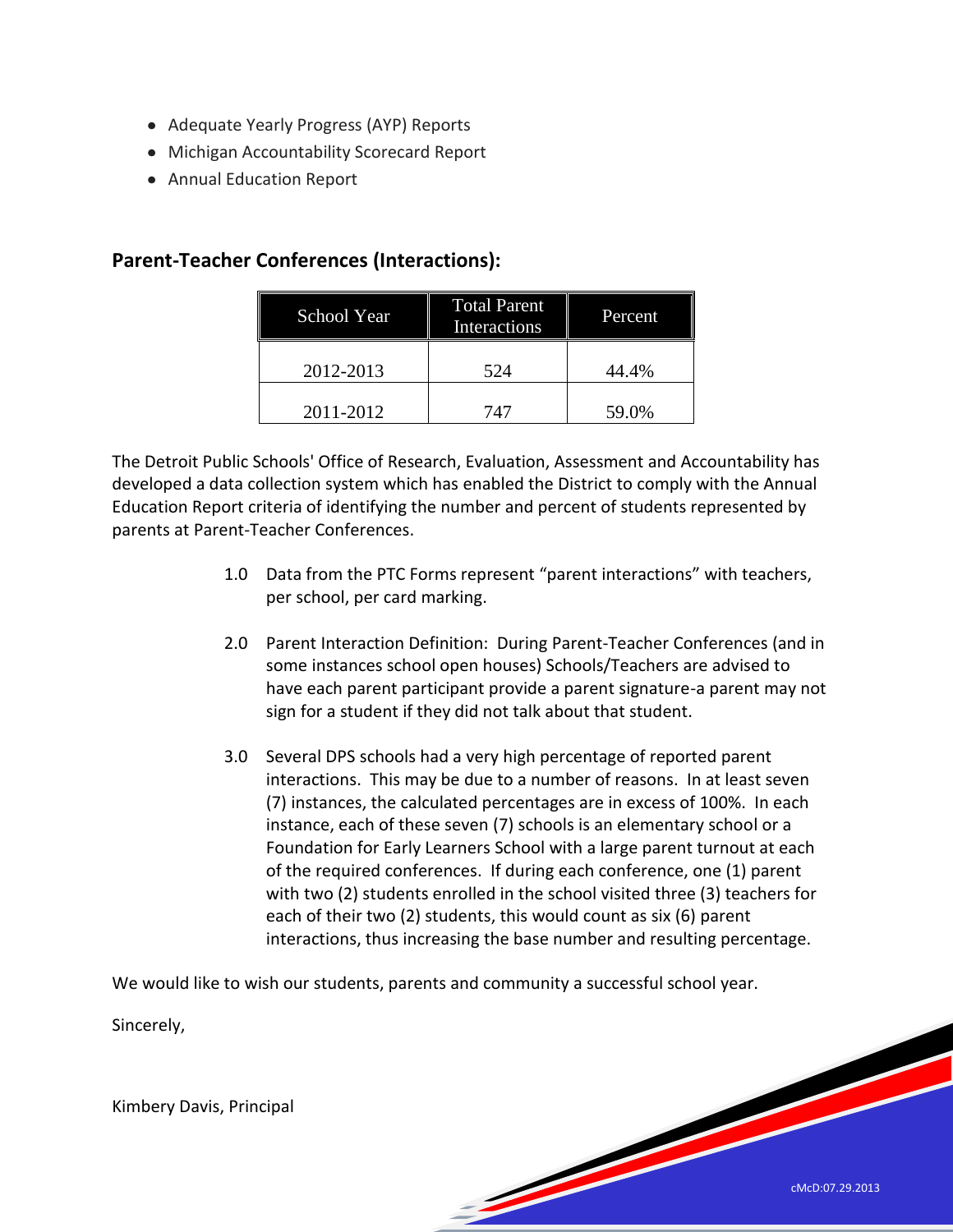- Adequate Yearly Progress (AYP) Reports
- Michigan Accountability Scorecard Report
- Annual Education Report

## Parent-Teacher Conferences (Interactions):

| School Year | Total Parent Interactions | Percent |
|---|---|---|
| 2012-2013 | 524 | 44.4% |
| 2011-2012 | 747 | 59.0% |

The Detroit Public Schools' Office of Research, Evaluation, Assessment and Accountability has developed a data collection system which has enabled the District to comply with the Annual Education Report criteria of identifying the number and percent of students represented by parents at Parent-Teacher Conferences.

1.0 Data from the PTC Forms represent “parent interactions” with teachers, per school, per card marking.

2.0 Parent Interaction Definition: During Parent-Teacher Conferences (and in some instances school open houses) Schools/Teachers are advised to have each parent participant provide a parent signature-a parent may not sign for a student if they did not talk about that student.

3.0 Several DPS schools had a very high percentage of reported parent interactions. This may be due to a number of reasons. In at least seven (7) instances, the calculated percentages are in excess of 100%. In each instance, each of these seven (7) schools is an elementary school or a Foundation for Early Learners School with a large parent turnout at each of the required conferences. If during each conference, one (1) parent with two (2) students enrolled in the school visited three (3) teachers for each of their two (2) students, this would count as six (6) parent interactions, thus increasing the base number and resulting percentage.

We would like to wish our students, parents and community a successful school year.

Sincerely,

Kimbery Davis, Principal